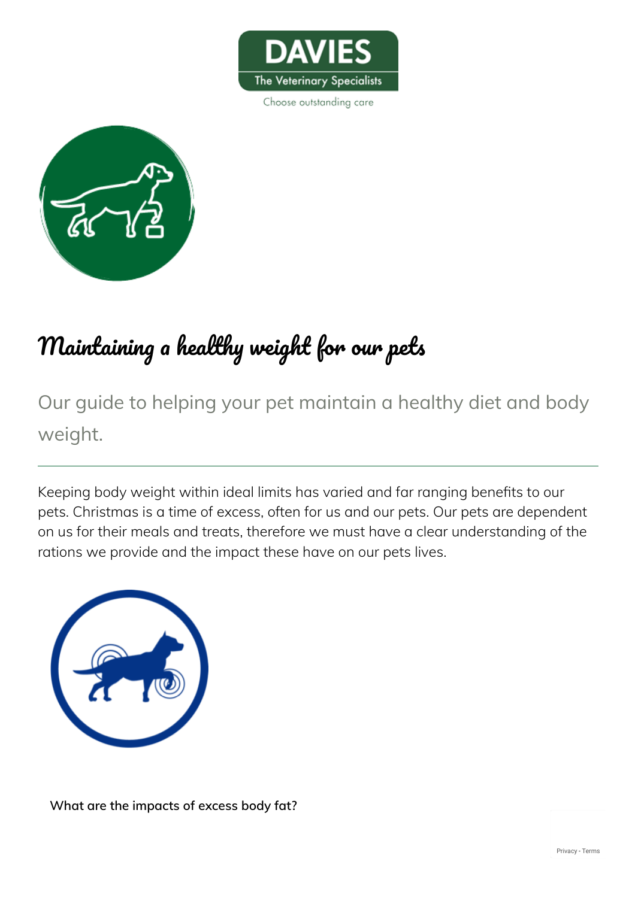DAVIES

The Veterinary Specialists

Choose outstanding care

# Maintaining a healthy weight for our pets

Our guide to helping your pet maintain a healthy diet and body weight.

---

Keeping body weight within ideal limits has varied and far ranging benefits to our pets. Christmas is a time of excess, often for us and our pets. Our pets are dependent on us for their meals and treats, therefore we must have a clear understanding of the rations we provide and the impact these have on our pets lives.

**What are the impacts of excess body fat?**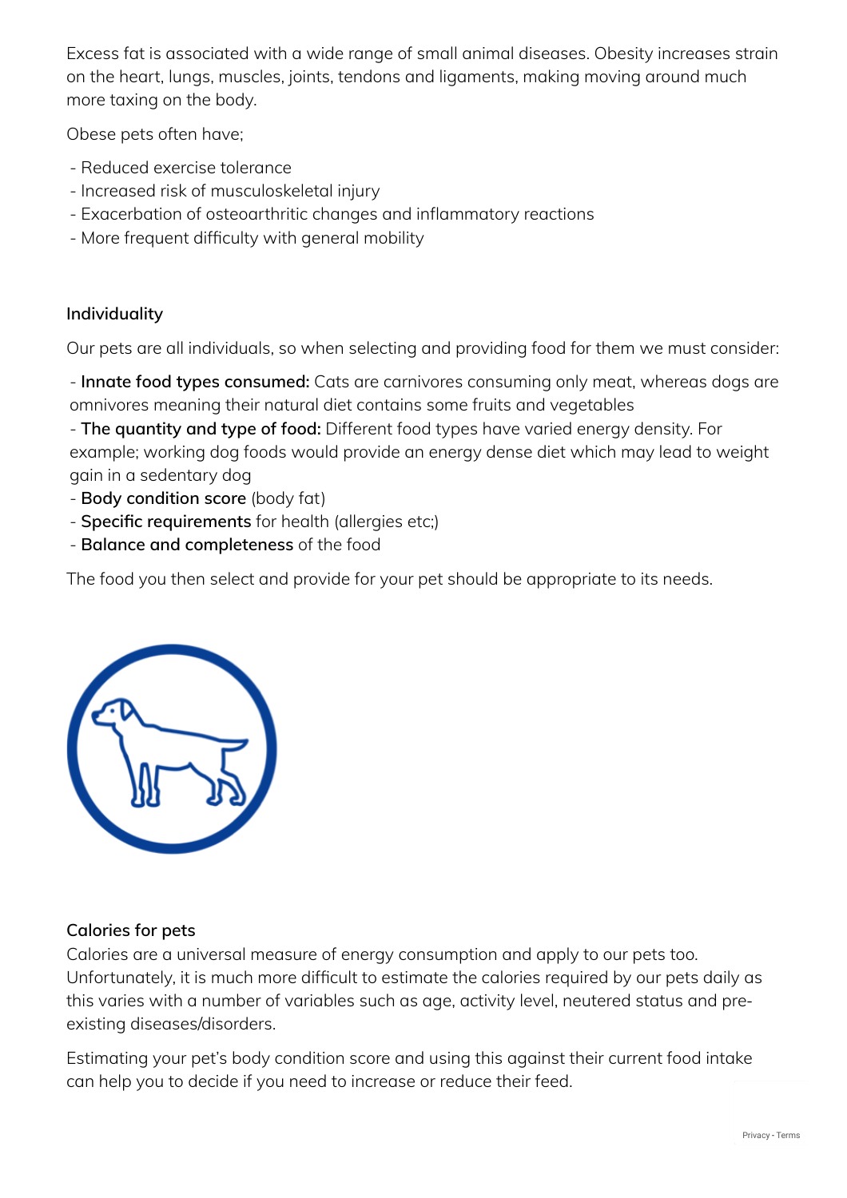Excess fat is associated with a wide range of small animal diseases. Obesity increases strain on the heart, lungs, muscles, joints, tendons and ligaments, making moving around much more taxing on the body.

Obese pets often have;

- Reduced exercise tolerance
- Increased risk of musculoskeletal injury
- Exacerbation of osteoarthritic changes and inflammatory reactions
- More frequent difficulty with general mobility

### Individuality

Our pets are all individuals, so when selecting and providing food for them we must consider:

- **Innate food types consumed:** Cats are carnivores consuming only meat, whereas dogs are omnivores meaning their natural diet contains some fruits and vegetables
- **The quantity and type of food:** Different food types have varied energy density. For example; working dog foods would provide an energy dense diet which may lead to weight gain in a sedentary dog
- **Body condition score** (body fat)
- **Specific requirements** for health (allergies etc;)
- **Balance and completeness** of the food

The food you then select and provide for your pet should be appropriate to its needs.

### Calories for pets

Calories are a universal measure of energy consumption and apply to our pets too. Unfortunately, it is much more difficult to estimate the calories required by our pets daily as this varies with a number of variables such as age, activity level, neutered status and pre-existing diseases/disorders.

Estimating your pet's body condition score and using this against their current food intake can help you to decide if you need to increase or reduce their feed.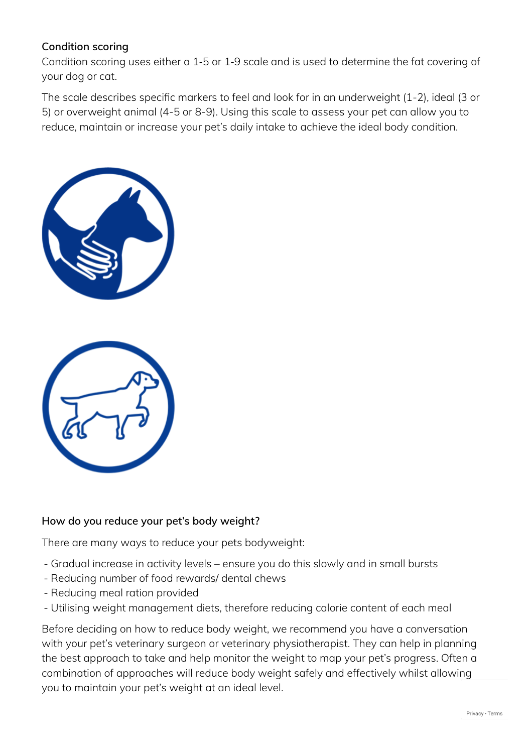### Condition scoring

Condition scoring uses either a 1-5 or 1-9 scale and is used to determine the fat covering of your dog or cat.

The scale describes specific markers to feel and look for in an underweight (1-2), ideal (3 or 5) or overweight animal (4-5 or 8-9). Using this scale to assess your pet can allow you to reduce, maintain or increase your pet's daily intake to achieve the ideal body condition.

### How do you reduce your pet's body weight?

There are many ways to reduce your pets bodyweight:

- Gradual increase in activity levels – ensure you do this slowly and in small bursts
- Reducing number of food rewards/ dental chews
- Reducing meal ration provided
- Utilising weight management diets, therefore reducing calorie content of each meal

Before deciding on how to reduce body weight, we recommend you have a conversation with your pet's veterinary surgeon or veterinary physiotherapist. They can help in planning the best approach to take and help monitor the weight to map your pet's progress. Often a combination of approaches will reduce body weight safely and effectively whilst allowing you to maintain your pet's weight at an ideal level.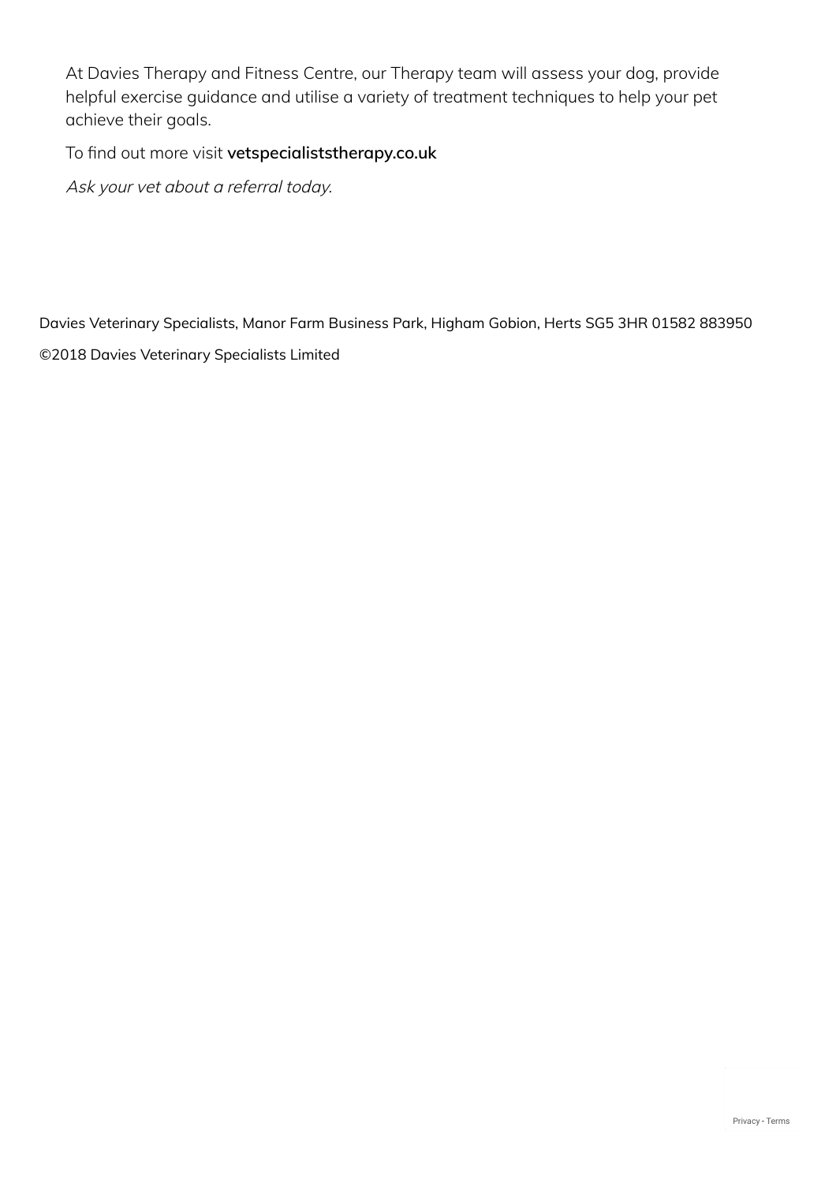At Davies Therapy and Fitness Centre, our Therapy team will assess your dog, provide helpful exercise guidance and utilise a variety of treatment techniques to help your pet achieve their goals.

To find out more visit **vetspecialiststherapy.co.uk**

*Ask your vet about a referral today.*

Davies Veterinary Specialists, Manor Farm Business Park, Higham Gobion, Herts SG5 3HR 01582 883950

©2018 Davies Veterinary Specialists Limited